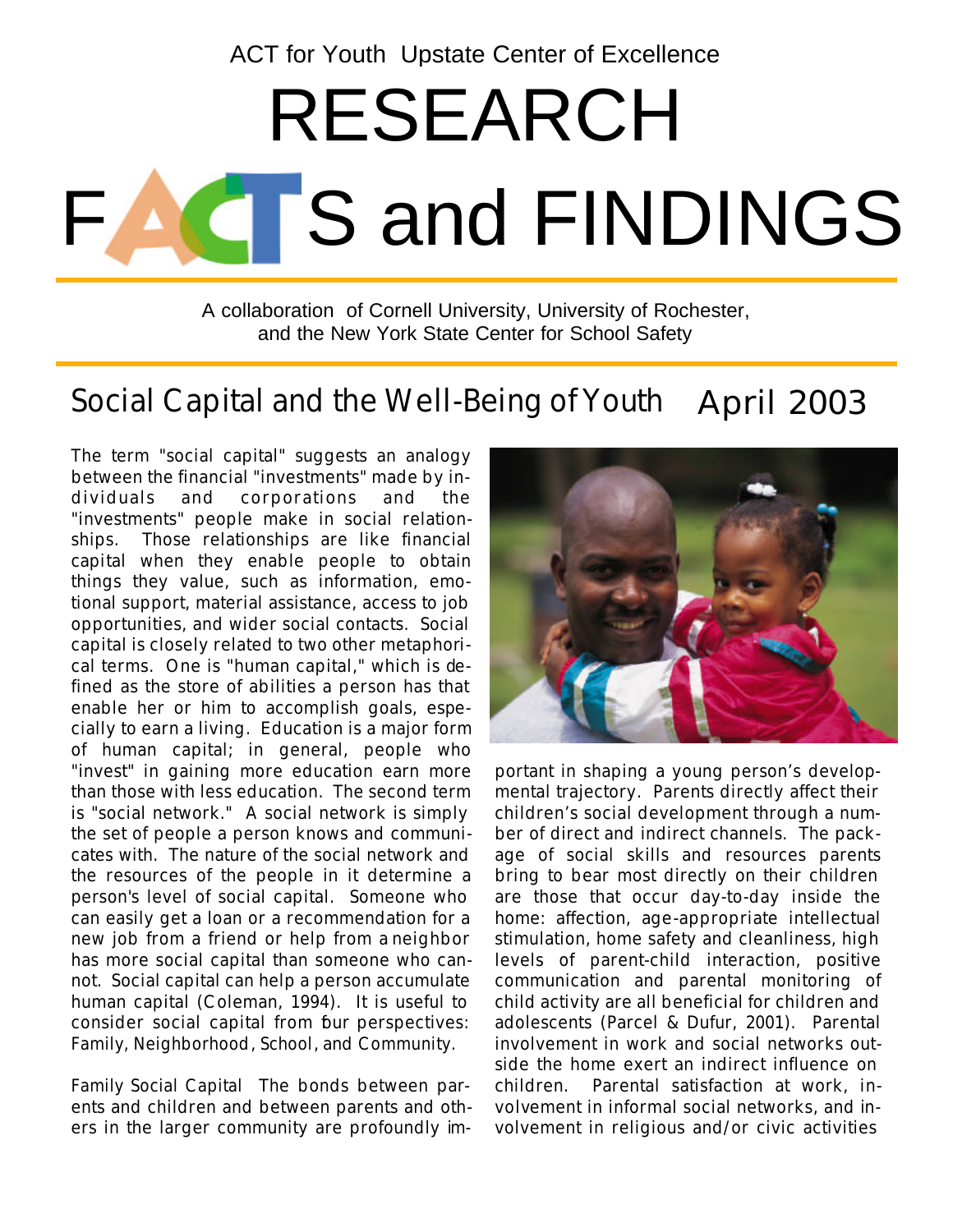ACT for Youth Upstate Center of Excellence

# RESEARCH FACTS and FINDINGS

A collaboration of Cornell University, University of Rochester, and the New York State Center for School Safety

## Social Capital and the Well-Being of Youth

April 2003

The term "social capital" suggests an analogy between the financial "investments" made by individuals and corporations and the "investments" people make in social relationships. Those relationships are like financial capital when they enable people to obtain things they value, such as information, emotional support, material assistance, access to job opportunities, and wider social contacts. Social capital is closely related to two other metaphorical terms. One is "human capital," which is defined as the store of abilities a person has that enable her or him to accomplish goals, especially to earn a living. Education is a major form of human capital; in general, people who "invest" in gaining more education earn more than those with less education. The second term is "social network." A social network is simply the set of people a person knows and communicates with. The nature of the social network and the resources of the people in it determine a person's level of social capital. Someone who can easily get a loan or a recommendation for a new job from a friend or help from a neighbor has more social capital than someone who cannot. Social capital can help a person accumulate human capital (Coleman, 1994). It is useful to consider social capital from four perspectives: Family, Neighborhood, School, and Community.

Family Social Capital The bonds between parents and children and between parents and others in the larger community are profoundly important in shaping a young person's developmental trajectory. Parents directly affect their children's social development through a number of direct and indirect channels. The package of social skills and resources parents bring to bear most directly on their children are those that occur day-to-day inside the home: affection, age-appropriate intellectual stimulation, home safety and cleanliness, high levels of parent-child interaction, positive communication and parental monitoring of child activity are all beneficial for children and adolescents (Parcel & Dufur, 2001). Parental involvement in work and social networks outside the home exert an indirect influence on children. Parental satisfaction at work, involvement in informal social networks, and involvement in religious and/or civic activities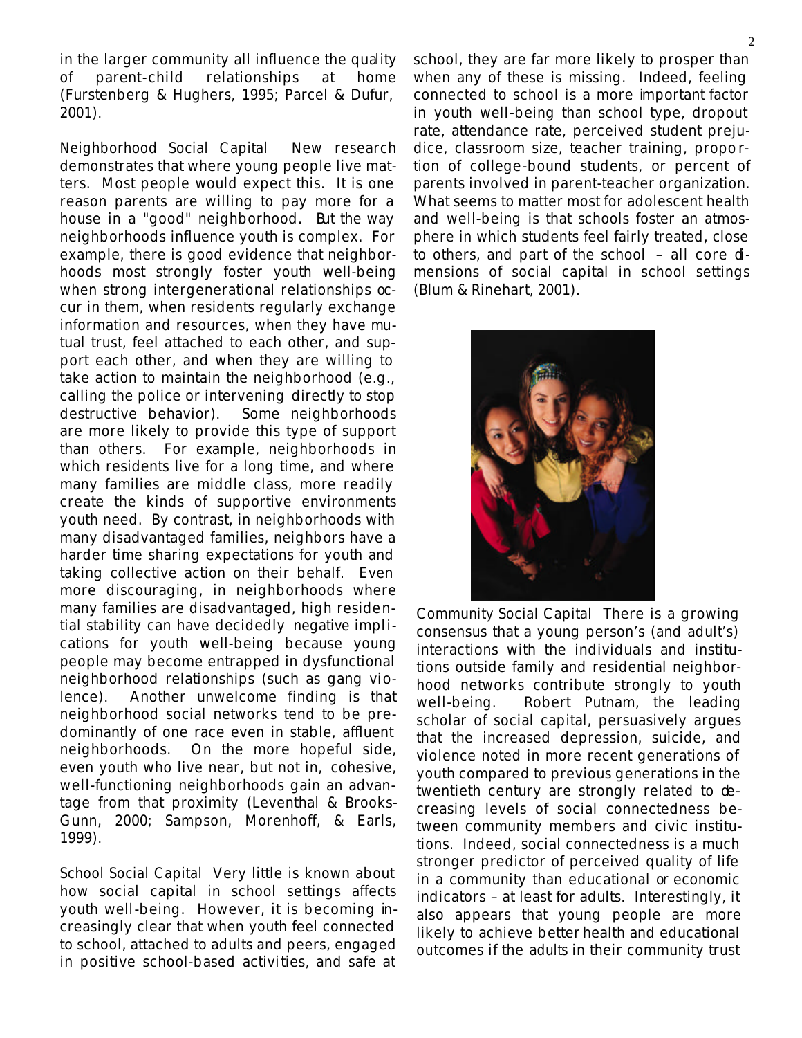in the larger community all influence the quality of parent-child relationships at home (Furstenberg & Hughers, 1995; Parcel & Dufur, 2001).

**Neighborhood Social Capital** New research demonstrates that where young people live matters. Most people would expect this. It is one reason parents are willing to pay more for a house in a "good" neighborhood. But the way neighborhoods influence youth is complex. For example, there is good evidence that neighborhoods most strongly foster youth well-being when strong intergenerational relationships occur in them, when residents regularly exchange information and resources, when they have mutual trust, feel attached to each other, and support each other, and when they are willing to take action to maintain the neighborhood (e.g., calling the police or intervening directly to stop destructive behavior). Some neighborhoods are more likely to provide this type of support than others. For example, neighborhoods in which residents live for a long time, and where many families are middle class, more readily create the kinds of supportive environments youth need. By contrast, in neighborhoods with many disadvantaged families, neighbors have a harder time sharing expectations for youth and taking collective action on their behalf. Even more discouraging, in neighborhoods where many families are disadvantaged, high residential stability can have decidedly negative implications for youth well-being because young people may become entrapped in dysfunctional neighborhood relationships (such as gang violence). Another unwelcome finding is that neighborhood social networks tend to be predominantly of one race even in stable, affluent neighborhoods. On the more hopeful side, even youth who live near, but not in, cohesive, well-functioning neighborhoods gain an advantage from that proximity (Leventhal & Brooks-Gunn, 2000; Sampson, Morenhoff, & Earls, 1999).

**School Social Capital** Very little is known about how social capital in school settings affects youth well-being. However, it is becoming increasingly clear that when youth feel connected to school, attached to adults and peers, engaged in positive school-based activities, and safe at school, they are far more likely to prosper than when any of these is missing. Indeed, feeling connected to school is a more important factor in youth well-being than school type, dropout rate, attendance rate, perceived student prejudice, classroom size, teacher training, proportion of college-bound students, or percent of parents involved in parent-teacher organization. What seems to matter most for adolescent health and well-being is that schools foster an atmosphere in which students feel fairly treated, close to others, and part of the school – all core dimensions of social capital in school settings (Blum & Rinehart, 2001).

**Community Social Capital** There is a growing consensus that a young person's (and adult's) interactions with the individuals and institutions outside family and residential neighborhood networks contribute strongly to youth well-being. Robert Putnam, the leading scholar of social capital, persuasively argues that the increased depression, suicide, and violence noted in more recent generations of youth compared to previous generations in the twentieth century are strongly related to decreasing levels of social connectedness between community members and civic institutions. Indeed, social connectedness is a much stronger predictor of perceived quality of life in a community than educational or economic indicators – at least for adults. Interestingly, it also appears that young people are more likely to achieve better health and educational outcomes if the adults in their community trust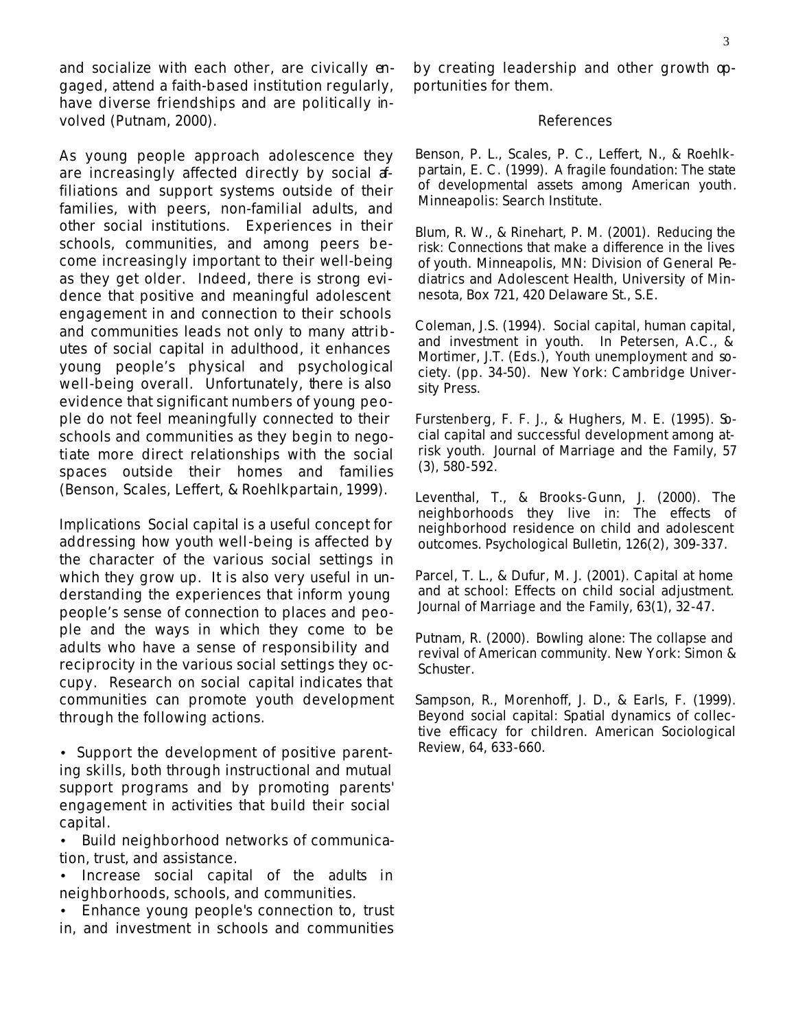and socialize with each other, are civically engaged, attend a faith-based institution regularly, have diverse friendships and are politically involved (Putnam, 2000).

As young people approach adolescence they are increasingly affected directly by social affiliations and support systems outside of their families, with peers, non-familial adults, and other social institutions. Experiences in their schools, communities, and among peers become increasingly important to their well-being as they get older. Indeed, there is strong evidence that positive and meaningful adolescent engagement in and connection to their schools and communities leads not only to many attributes of social capital in adulthood, it enhances young people's physical and psychological well-being overall. Unfortunately, there is also evidence that significant numbers of young people do not feel meaningfully connected to their schools and communities as they begin to negotiate more direct relationships with the social spaces outside their homes and families (Benson, Scales, Leffert, & Roehlkpartain, 1999).

*Implications* Social capital is a useful concept for addressing how youth well-being is affected by the character of the various social settings in which they grow up. It is also very useful in understanding the experiences that inform young people's sense of connection to places and people and the ways in which they come to be adults who have a sense of responsibility and reciprocity in the various social settings they occupy. Research on social capital indicates that communities can promote youth development through the following actions.

- Support the development of positive parenting skills, both through instructional and mutual support programs and by promoting parents' engagement in activities that build their social capital.
- Build neighborhood networks of communication, trust, and assistance.
- Increase social capital of the adults in neighborhoods, schools, and communities.
- Enhance young people's connection to, trust in, and investment in schools and communities by creating leadership and other growth opportunities for them.

## References

Benson, P. L., Scales, P. C., Leffert, N., & Roehlkpartain, E. C. (1999). *A fragile foundation: The state of developmental assets among American youth*. Minneapolis: Search Institute.

Blum, R. W., & Rinehart, P. M. (2001). *Reducing the risk: Connections that make a difference in the lives of youth*. Minneapolis, MN: Division of General Pediatrics and Adolescent Health, University of Minnesota, Box 721, 420 Delaware St., S.E.

Coleman, J.S. (1994). Social capital, human capital, and investment in youth. In Petersen, A.C., & Mortimer, J.T. (Eds.), *Youth unemployment and society*. (pp. 34-50). New York: Cambridge University Press.

Furstenberg, F. F. J., & Hughers, M. E. (1995). Social capital and successful development among at-risk youth. *Journal of Marriage and the Family, 57* (3), 580-592.

Leventhal, T., & Brooks-Gunn, J. (2000). The neighborhoods they live in: The effects of neighborhood residence on child and adolescent outcomes. *Psychological Bulletin, 126*(2), 309-337.

Parcel, T. L., & Dufur, M. J. (2001). Capital at home and at school: Effects on child social adjustment. *Journal of Marriage and the Family, 63*(1), 32-47.

Putnam, R. (2000). *Bowling alone: The collapse and revival of American community*. New York: Simon & Schuster.

Sampson, R., Morenhoff, J. D., & Earls, F. (1999). Beyond social capital: Spatial dynamics of collective efficacy for children. *American Sociological Review, 64*, 633-660.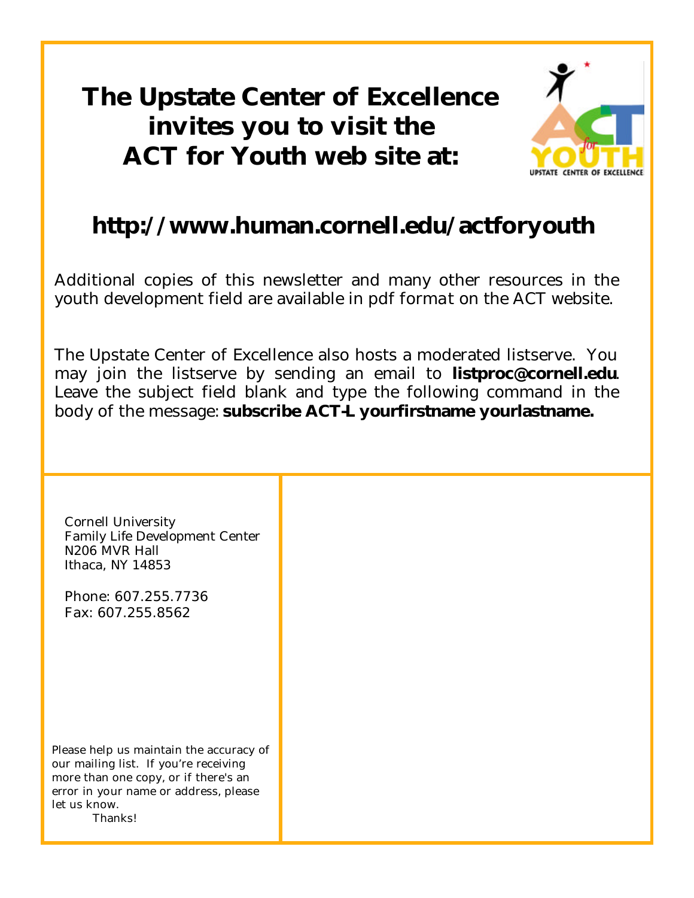# The Upstate Center of Excellence invites you to visit the ACT for Youth web site at:

## http://www.human.cornell.edu/actforyouth

Additional copies of this newsletter and many other resources in the youth development field are available in pdf format on the ACT website.

The Upstate Center of Excellence also hosts a moderated listserve. You may join the listserve by sending an email to **listproc@cornell.edu**. Leave the subject field blank and type the following command in the body of the message: **subscribe ACT-L yourfirstname yourlastname.**

Cornell University
Family Life Development Center
N206 MVR Hall
Ithaca, NY 14853

Phone: 607.255.7736
Fax: 607.255.8562

Please help us maintain the accuracy of our mailing list. If you're receiving more than one copy, or if there's an error in your name or address, please let us know.
Thanks!